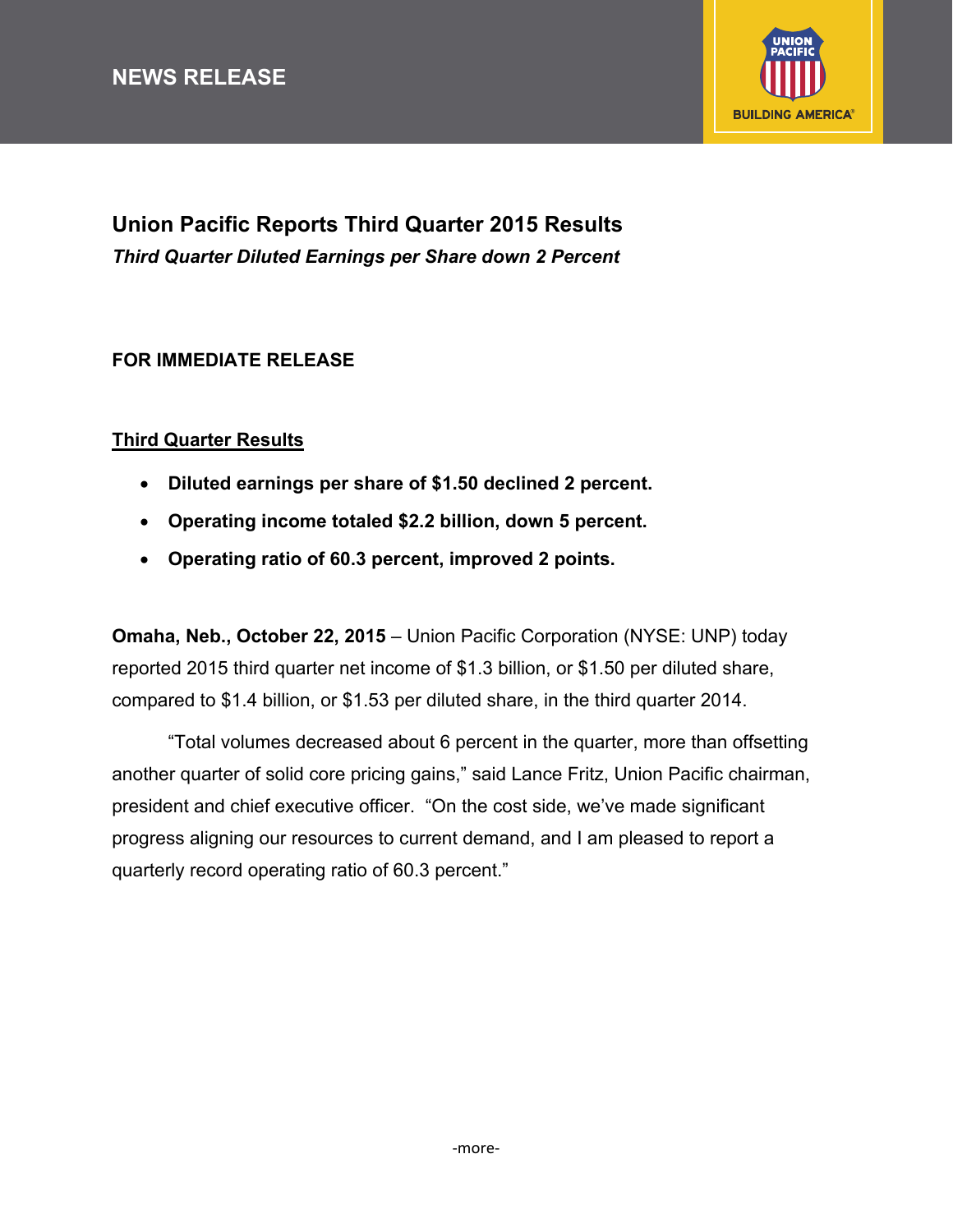NEWS RELEASE

# Union Pacific Reports Third Quarter 2015 Results

***Third Quarter Diluted Earnings per Share down 2 Percent***

**FOR IMMEDIATE RELEASE**

## Third Quarter Results

- **Diluted earnings per share of $1.50 declined 2 percent.**
- **Operating income totaled $2.2 billion, down 5 percent.**
- **Operating ratio of 60.3 percent, improved 2 points.**

**Omaha, Neb., October 22, 2015** – Union Pacific Corporation (NYSE: UNP) today reported 2015 third quarter net income of $1.3 billion, or $1.50 per diluted share, compared to $1.4 billion, or $1.53 per diluted share, in the third quarter 2014.

"Total volumes decreased about 6 percent in the quarter, more than offsetting another quarter of solid core pricing gains," said Lance Fritz, Union Pacific chairman, president and chief executive officer. "On the cost side, we've made significant progress aligning our resources to current demand, and I am pleased to report a quarterly record operating ratio of 60.3 percent."

-more-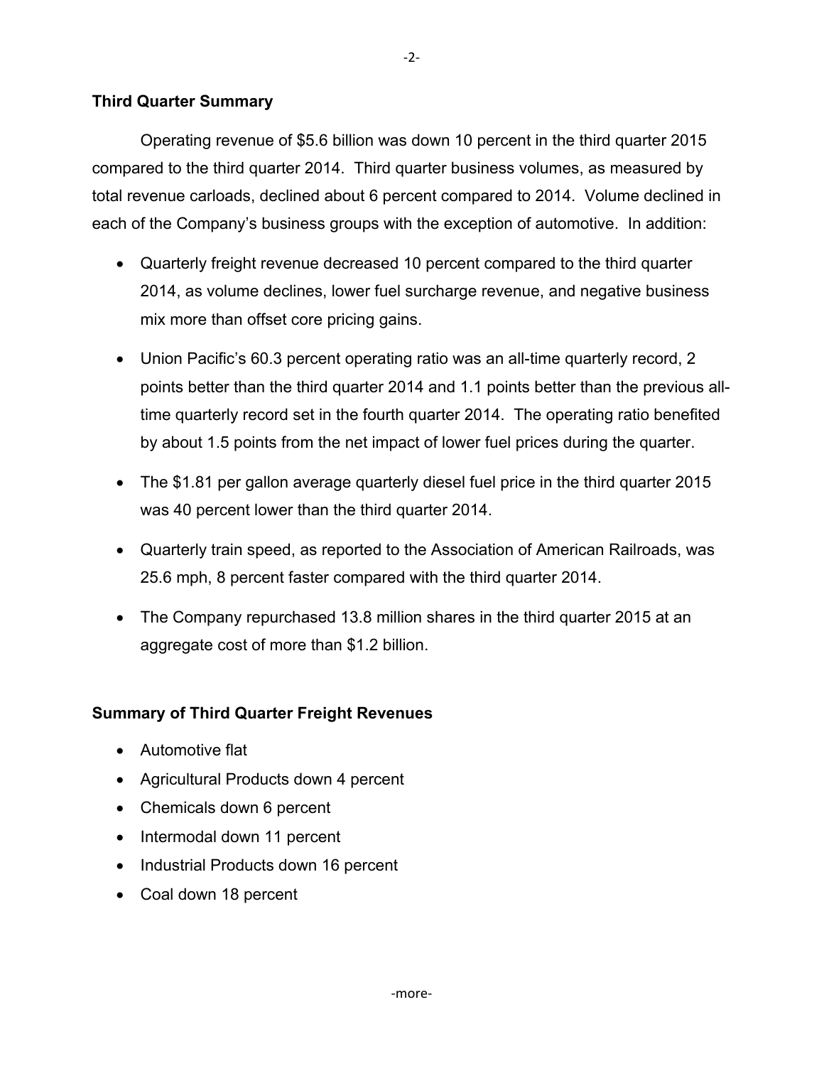## Third Quarter Summary

Operating revenue of $5.6 billion was down 10 percent in the third quarter 2015 compared to the third quarter 2014. Third quarter business volumes, as measured by total revenue carloads, declined about 6 percent compared to 2014. Volume declined in each of the Company's business groups with the exception of automotive. In addition:

- Quarterly freight revenue decreased 10 percent compared to the third quarter 2014, as volume declines, lower fuel surcharge revenue, and negative business mix more than offset core pricing gains.
- Union Pacific's 60.3 percent operating ratio was an all-time quarterly record, 2 points better than the third quarter 2014 and 1.1 points better than the previous all-time quarterly record set in the fourth quarter 2014. The operating ratio benefited by about 1.5 points from the net impact of lower fuel prices during the quarter.
- The $1.81 per gallon average quarterly diesel fuel price in the third quarter 2015 was 40 percent lower than the third quarter 2014.
- Quarterly train speed, as reported to the Association of American Railroads, was 25.6 mph, 8 percent faster compared with the third quarter 2014.
- The Company repurchased 13.8 million shares in the third quarter 2015 at an aggregate cost of more than $1.2 billion.

## Summary of Third Quarter Freight Revenues

- Automotive flat
- Agricultural Products down 4 percent
- Chemicals down 6 percent
- Intermodal down 11 percent
- Industrial Products down 16 percent
- Coal down 18 percent

-more-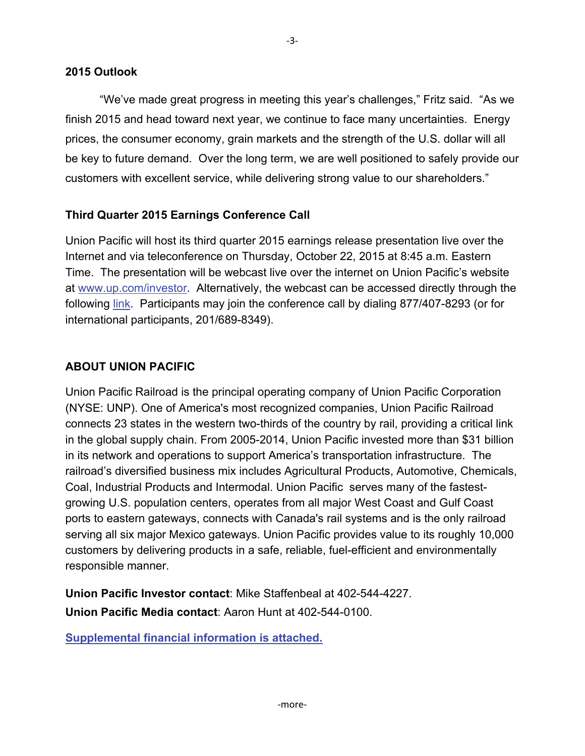**2015 Outlook**

"We've made great progress in meeting this year's challenges," Fritz said. "As we finish 2015 and head toward next year, we continue to face many uncertainties. Energy prices, the consumer economy, grain markets and the strength of the U.S. dollar will all be key to future demand. Over the long term, we are well positioned to safely provide our customers with excellent service, while delivering strong value to our shareholders."

**Third Quarter 2015 Earnings Conference Call**

Union Pacific will host its third quarter 2015 earnings release presentation live over the Internet and via teleconference on Thursday, October 22, 2015 at 8:45 a.m. Eastern Time. The presentation will be webcast live over the internet on Union Pacific's website at www.up.com/investor. Alternatively, the webcast can be accessed directly through the following link. Participants may join the conference call by dialing 877/407-8293 (or for international participants, 201/689-8349).

**ABOUT UNION PACIFIC**

Union Pacific Railroad is the principal operating company of Union Pacific Corporation (NYSE: UNP). One of America's most recognized companies, Union Pacific Railroad connects 23 states in the western two-thirds of the country by rail, providing a critical link in the global supply chain. From 2005-2014, Union Pacific invested more than $31 billion in its network and operations to support America's transportation infrastructure. The railroad's diversified business mix includes Agricultural Products, Automotive, Chemicals, Coal, Industrial Products and Intermodal. Union Pacific serves many of the fastest-growing U.S. population centers, operates from all major West Coast and Gulf Coast ports to eastern gateways, connects with Canada's rail systems and is the only railroad serving all six major Mexico gateways. Union Pacific provides value to its roughly 10,000 customers by delivering products in a safe, reliable, fuel-efficient and environmentally responsible manner.

**Union Pacific Investor contact**: Mike Staffenbeal at 402-544-4227.
**Union Pacific Media contact**: Aaron Hunt at 402-544-0100.

**Supplemental financial information is attached.**

-more-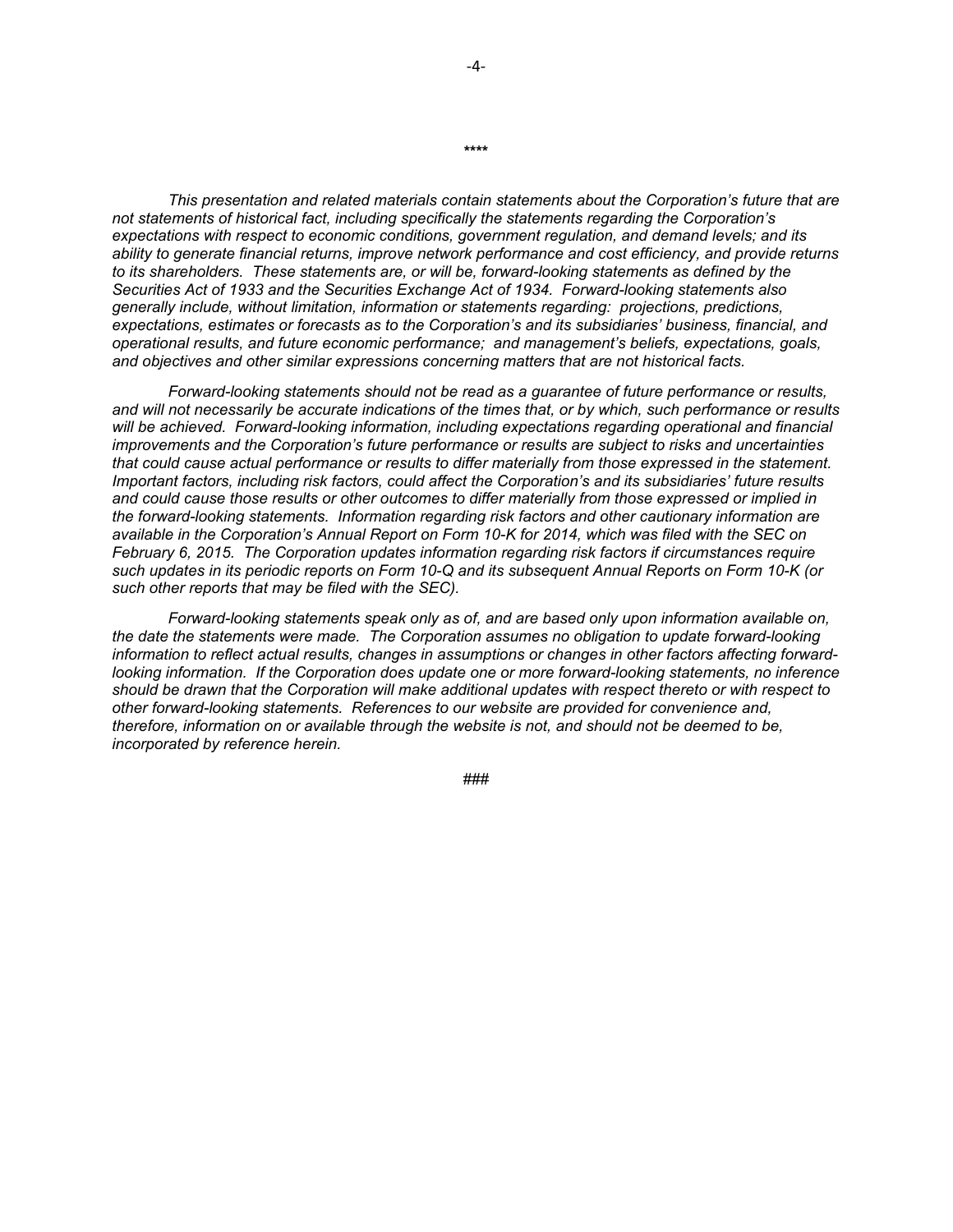****

*This presentation and related materials contain statements about the Corporation's future that are not statements of historical fact, including specifically the statements regarding the Corporation's expectations with respect to economic conditions, government regulation, and demand levels; and its ability to generate financial returns, improve network performance and cost efficiency, and provide returns to its shareholders. These statements are, or will be, forward-looking statements as defined by the Securities Act of 1933 and the Securities Exchange Act of 1934. Forward-looking statements also generally include, without limitation, information or statements regarding: projections, predictions, expectations, estimates or forecasts as to the Corporation's and its subsidiaries' business, financial, and operational results, and future economic performance; and management's beliefs, expectations, goals, and objectives and other similar expressions concerning matters that are not historical facts.*

*Forward-looking statements should not be read as a guarantee of future performance or results, and will not necessarily be accurate indications of the times that, or by which, such performance or results will be achieved. Forward-looking information, including expectations regarding operational and financial improvements and the Corporation's future performance or results are subject to risks and uncertainties that could cause actual performance or results to differ materially from those expressed in the statement. Important factors, including risk factors, could affect the Corporation's and its subsidiaries' future results and could cause those results or other outcomes to differ materially from those expressed or implied in the forward-looking statements. Information regarding risk factors and other cautionary information are available in the Corporation's Annual Report on Form 10-K for 2014, which was filed with the SEC on February 6, 2015. The Corporation updates information regarding risk factors if circumstances require such updates in its periodic reports on Form 10-Q and its subsequent Annual Reports on Form 10-K (or such other reports that may be filed with the SEC).*

*Forward-looking statements speak only as of, and are based only upon information available on, the date the statements were made. The Corporation assumes no obligation to update forward-looking information to reflect actual results, changes in assumptions or changes in other factors affecting forward-looking information. If the Corporation does update one or more forward-looking statements, no inference should be drawn that the Corporation will make additional updates with respect thereto or with respect to other forward-looking statements. References to our website are provided for convenience and, therefore, information on or available through the website is not, and should not be deemed to be, incorporated by reference herein.*

###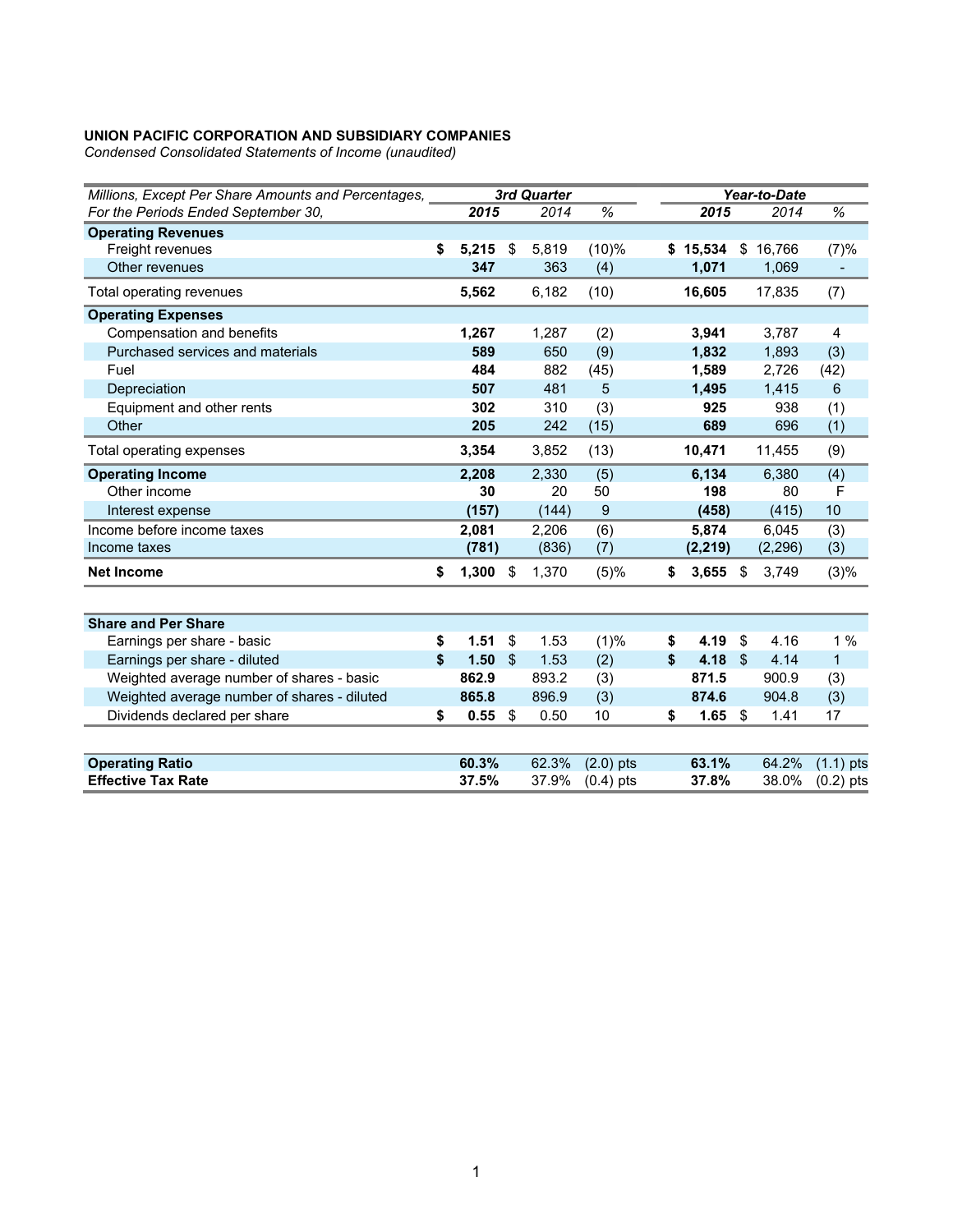**UNION PACIFIC CORPORATION AND SUBSIDIARY COMPANIES**
*Condensed Consolidated Statements of Income (unaudited)*

| *Millions, Except Per Share Amounts and Percentages,* | *3rd Quarter* | | | *Year-to-Date* | | |
|---|---|---|---|---|---|---|
| *For the Periods Ended September 30,* | ***2015*** | *2014* | *%* | ***2015*** | *2014* | *%* |
| **Operating Revenues** | | | | | | |
| Freight revenues | **$ 5,215** | $ 5,819 | (10)% | **$ 15,534** | $ 16,766 | (7)% |
| Other revenues | **347** | 363 | (4) | **1,071** | 1,069 | - |
| Total operating revenues | **5,562** | 6,182 | (10) | **16,605** | 17,835 | (7) |
| **Operating Expenses** | | | | | | |
| Compensation and benefits | **1,267** | 1,287 | (2) | **3,941** | 3,787 | 4 |
| Purchased services and materials | **589** | 650 | (9) | **1,832** | 1,893 | (3) |
| Fuel | **484** | 882 | (45) | **1,589** | 2,726 | (42) |
| Depreciation | **507** | 481 | 5 | **1,495** | 1,415 | 6 |
| Equipment and other rents | **302** | 310 | (3) | **925** | 938 | (1) |
| Other | **205** | 242 | (15) | **689** | 696 | (1) |
| Total operating expenses | **3,354** | 3,852 | (13) | **10,471** | 11,455 | (9) |
| **Operating Income** | **2,208** | 2,330 | (5) | **6,134** | 6,380 | (4) |
| Other income | **30** | 20 | 50 | **198** | 80 | F |
| Interest expense | **(157)** | (144) | 9 | **(458)** | (415) | 10 |
| Income before income taxes | **2,081** | 2,206 | (6) | **5,874** | 6,045 | (3) |
| Income taxes | **(781)** | (836) | (7) | **(2,219)** | (2,296) | (3) |
| **Net Income** | **$ 1,300** | $ 1,370 | (5)% | **$ 3,655** | $ 3,749 | (3)% |

| | | | | | | |
|---|---|---|---|---|---|---|
| **Share and Per Share** | | | | | | |
| Earnings per share - basic | **$ 1.51** | $ 1.53 | (1)% | **$ 4.19** | $ 4.16 | 1 % |
| Earnings per share - diluted | **$ 1.50** | $ 1.53 | (2) | **$ 4.18** | $ 4.14 | 1 |
| Weighted average number of shares - basic | **862.9** | 893.2 | (3) | **871.5** | 900.9 | (3) |
| Weighted average number of shares - diluted | **865.8** | 896.9 | (3) | **874.6** | 904.8 | (3) |
| Dividends declared per share | **$ 0.55** | $ 0.50 | 10 | **$ 1.65** | $ 1.41 | 17 |

| | | | | | | |
|---|---|---|---|---|---|---|
| **Operating Ratio** | **60.3%** | 62.3% | (2.0) pts | **63.1%** | 64.2% | (1.1) pts |
| **Effective Tax Rate** | **37.5%** | 37.9% | (0.4) pts | **37.8%** | 38.0% | (0.2) pts |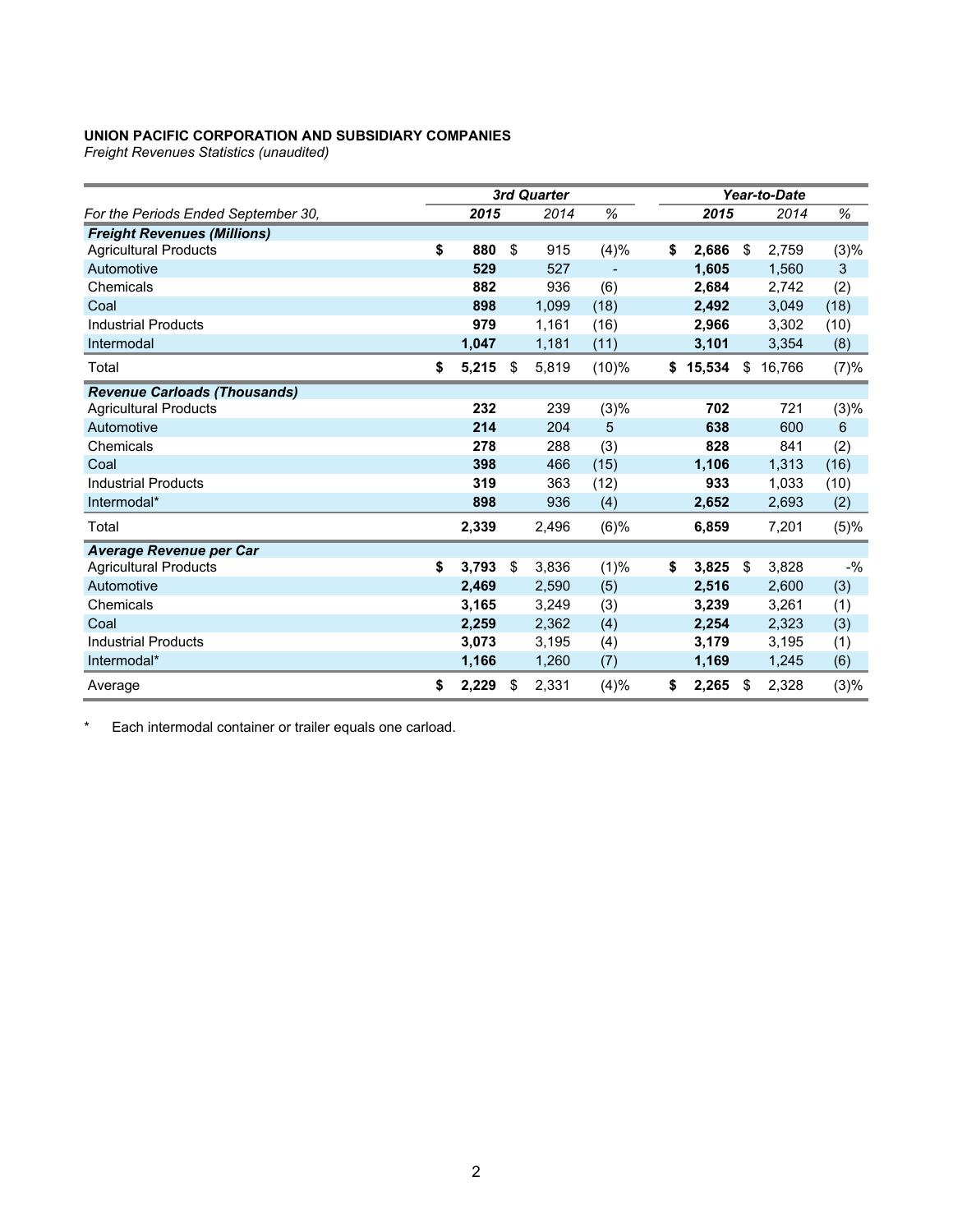**UNION PACIFIC CORPORATION AND SUBSIDIARY COMPANIES**
*Freight Revenues Statistics (unaudited)*

| | 3rd Quarter | | | Year-to-Date | | |
|---|---|---|---|---|---|---|
| *For the Periods Ended September 30,* | **2015** | 2014 | % | **2015** | 2014 | % |
| ***Freight Revenues (Millions)*** | | | | | | |
| Agricultural Products | **$ 880** | $ 915 | (4)% | **$ 2,686** | $ 2,759 | (3)% |
| Automotive | **529** | 527 | - | **1,605** | 1,560 | 3 |
| Chemicals | **882** | 936 | (6) | **2,684** | 2,742 | (2) |
| Coal | **898** | 1,099 | (18) | **2,492** | 3,049 | (18) |
| Industrial Products | **979** | 1,161 | (16) | **2,966** | 3,302 | (10) |
| Intermodal | **1,047** | 1,181 | (11) | **3,101** | 3,354 | (8) |
| Total | **$ 5,215** | $ 5,819 | (10)% | **$ 15,534** | $ 16,766 | (7)% |
| ***Revenue Carloads (Thousands)*** | | | | | | |
| Agricultural Products | **232** | 239 | (3)% | **702** | 721 | (3)% |
| Automotive | **214** | 204 | 5 | **638** | 600 | 6 |
| Chemicals | **278** | 288 | (3) | **828** | 841 | (2) |
| Coal | **398** | 466 | (15) | **1,106** | 1,313 | (16) |
| Industrial Products | **319** | 363 | (12) | **933** | 1,033 | (10) |
| Intermodal* | **898** | 936 | (4) | **2,652** | 2,693 | (2) |
| Total | **2,339** | 2,496 | (6)% | **6,859** | 7,201 | (5)% |
| ***Average Revenue per Car*** | | | | | | |
| Agricultural Products | **$ 3,793** | $ 3,836 | (1)% | **$ 3,825** | $ 3,828 | -% |
| Automotive | **2,469** | 2,590 | (5) | **2,516** | 2,600 | (3) |
| Chemicals | **3,165** | 3,249 | (3) | **3,239** | 3,261 | (1) |
| Coal | **2,259** | 2,362 | (4) | **2,254** | 2,323 | (3) |
| Industrial Products | **3,073** | 3,195 | (4) | **3,179** | 3,195 | (1) |
| Intermodal* | **1,166** | 1,260 | (7) | **1,169** | 1,245 | (6) |
| Average | **$ 2,229** | $ 2,331 | (4)% | **$ 2,265** | $ 2,328 | (3)% |

\* Each intermodal container or trailer equals one carload.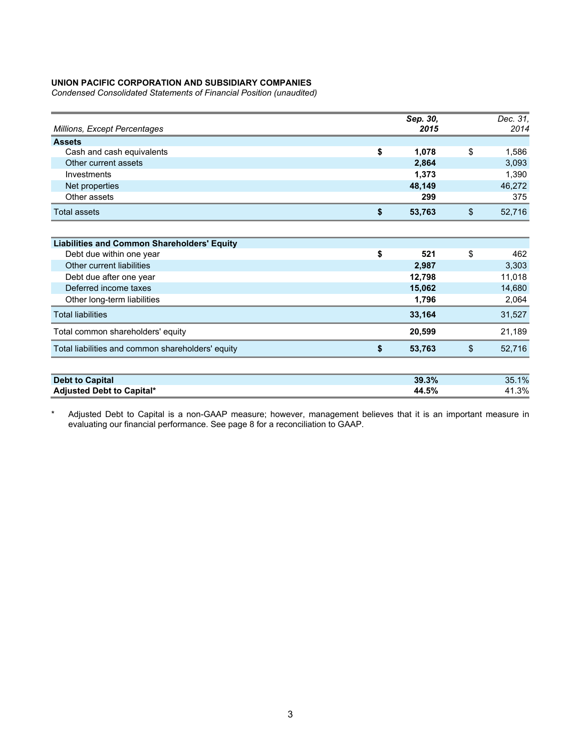**UNION PACIFIC CORPORATION AND SUBSIDIARY COMPANIES**
*Condensed Consolidated Statements of Financial Position (unaudited)*

| *Millions, Except Percentages* | ***Sep. 30, 2015*** | *Dec. 31, 2014* |
|---|---|---|
| **Assets** | | |
| Cash and cash equivalents | **$ 1,078** | $ 1,586 |
| Other current assets | **2,864** | 3,093 |
| Investments | **1,373** | 1,390 |
| Net properties | **48,149** | 46,272 |
| Other assets | **299** | 375 |
| Total assets | **$ 53,763** | $ 52,716 |
| **Liabilities and Common Shareholders' Equity** | | |
| Debt due within one year | **$ 521** | $ 462 |
| Other current liabilities | **2,987** | 3,303 |
| Debt due after one year | **12,798** | 11,018 |
| Deferred income taxes | **15,062** | 14,680 |
| Other long-term liabilities | **1,796** | 2,064 |
| Total liabilities | **33,164** | 31,527 |
| Total common shareholders' equity | **20,599** | 21,189 |
| Total liabilities and common shareholders' equity | **$ 53,763** | $ 52,716 |
| **Debt to Capital** | **39.3%** | 35.1% |
| **Adjusted Debt to Capital*** | **44.5%** | 41.3% |

\* Adjusted Debt to Capital is a non-GAAP measure; however, management believes that it is an important measure in evaluating our financial performance. See page 8 for a reconciliation to GAAP.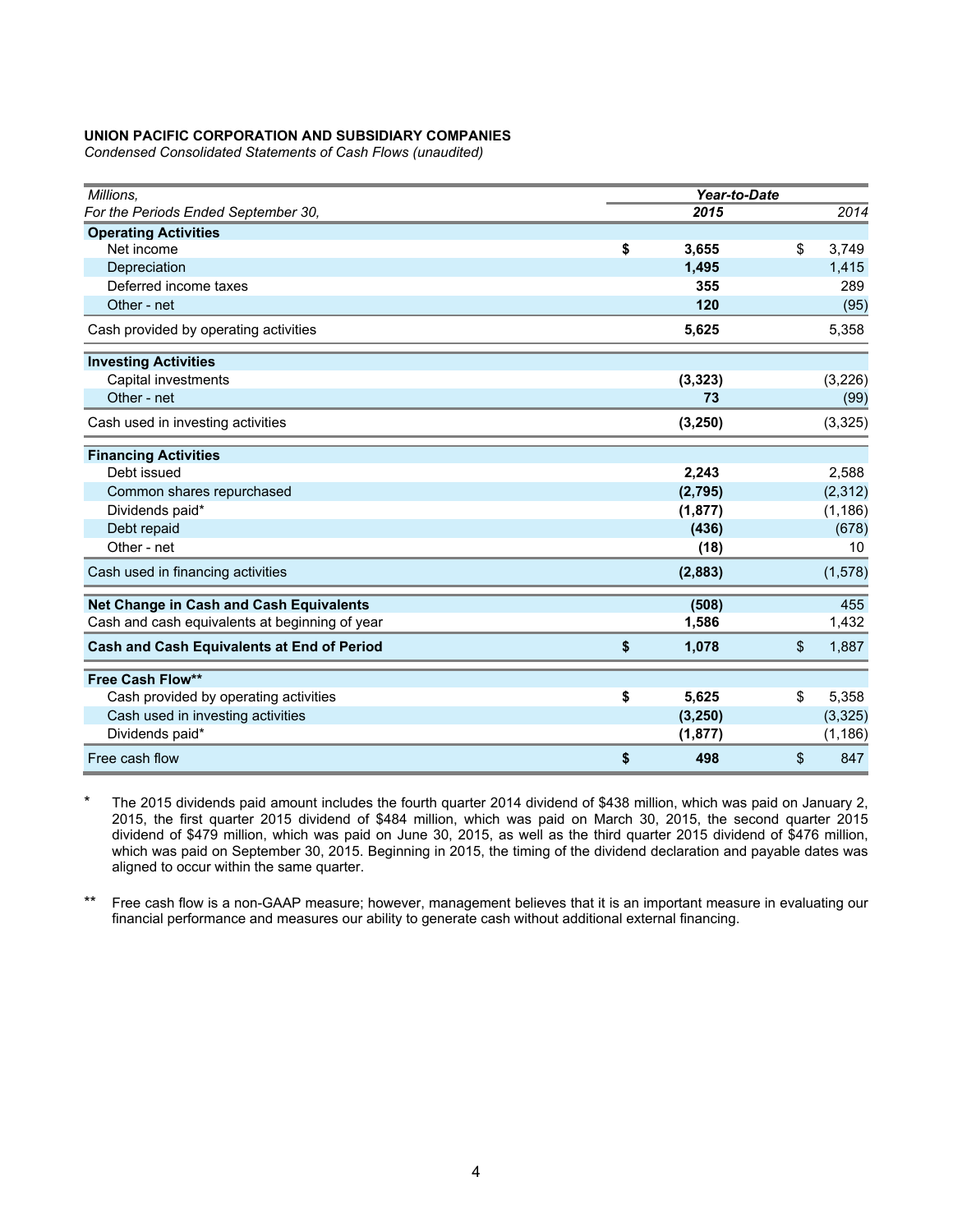**UNION PACIFIC CORPORATION AND SUBSIDIARY COMPANIES**
*Condensed Consolidated Statements of Cash Flows (unaudited)*

| *Millions,* | *Year-to-Date* | |
|---|---|---|
| *For the Periods Ended September 30,* | ***2015*** | *2014* |
| **Operating Activities** | | |
| Net income | **$ 3,655** | $ 3,749 |
| Depreciation | **1,495** | 1,415 |
| Deferred income taxes | **355** | 289 |
| Other - net | **120** | (95) |
| Cash provided by operating activities | **5,625** | 5,358 |
| **Investing Activities** | | |
| Capital investments | **(3,323)** | (3,226) |
| Other - net | **73** | (99) |
| Cash used in investing activities | **(3,250)** | (3,325) |
| **Financing Activities** | | |
| Debt issued | **2,243** | 2,588 |
| Common shares repurchased | **(2,795)** | (2,312) |
| Dividends paid* | **(1,877)** | (1,186) |
| Debt repaid | **(436)** | (678) |
| Other - net | **(18)** | 10 |
| Cash used in financing activities | **(2,883)** | (1,578) |
| **Net Change in Cash and Cash Equivalents** | **(508)** | 455 |
| Cash and cash equivalents at beginning of year | **1,586** | 1,432 |
| **Cash and Cash Equivalents at End of Period** | **$ 1,078** | $ 1,887 |
| **Free Cash Flow**** | | |
| Cash provided by operating activities | **$ 5,625** | $ 5,358 |
| Cash used in investing activities | **(3,250)** | (3,325) |
| Dividends paid* | **(1,877)** | (1,186) |
| Free cash flow | **$ 498** | $ 847 |

\* The 2015 dividends paid amount includes the fourth quarter 2014 dividend of $438 million, which was paid on January 2, 2015, the first quarter 2015 dividend of $484 million, which was paid on March 30, 2015, the second quarter 2015 dividend of $479 million, which was paid on June 30, 2015, as well as the third quarter 2015 dividend of $476 million, which was paid on September 30, 2015. Beginning in 2015, the timing of the dividend declaration and payable dates was aligned to occur within the same quarter.

\** Free cash flow is a non-GAAP measure; however, management believes that it is an important measure in evaluating our financial performance and measures our ability to generate cash without additional external financing.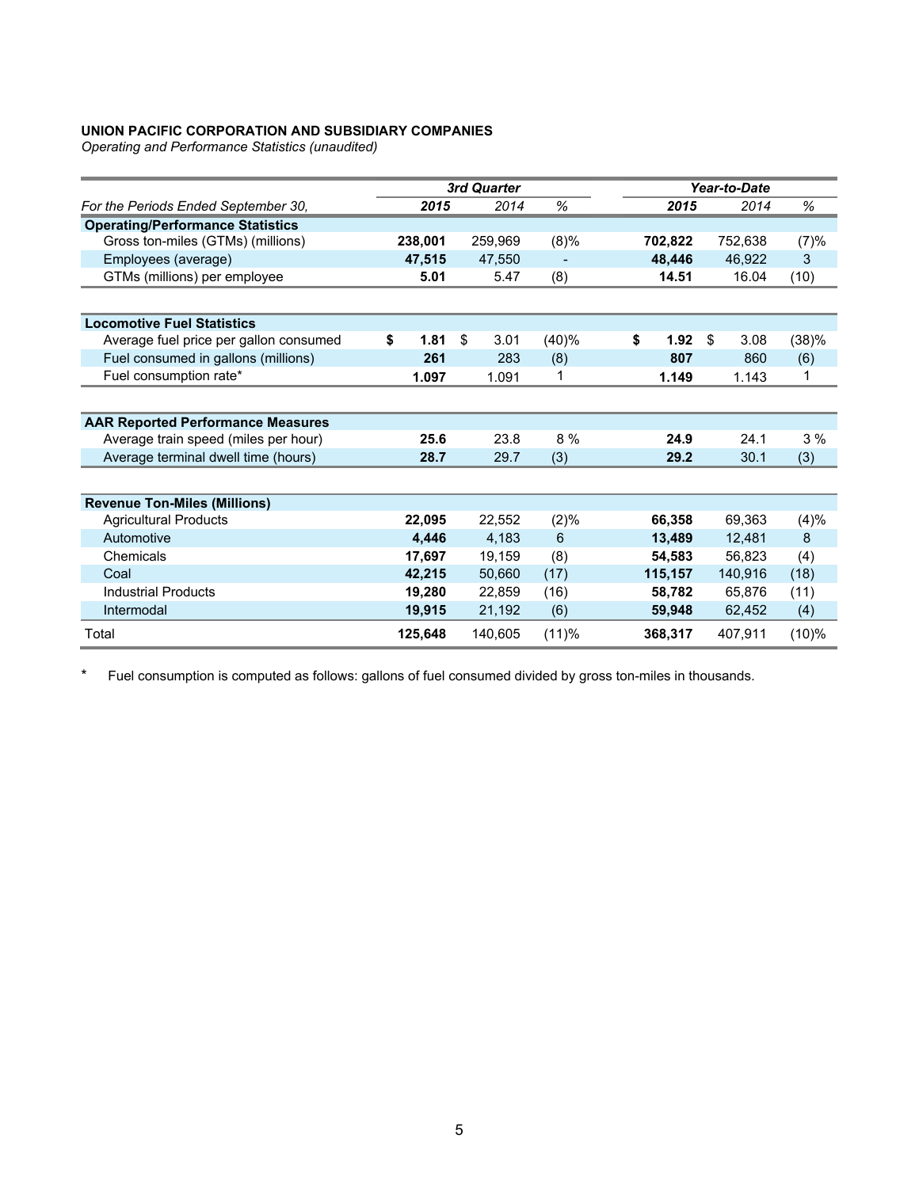**UNION PACIFIC CORPORATION AND SUBSIDIARY COMPANIES**
*Operating and Performance Statistics (unaudited)*

| | 3rd Quarter | | | Year-to-Date | | |
|---|---|---|---|---|---|---|
| *For the Periods Ended September 30,* | **2015** | 2014 | % | **2015** | 2014 | % |
| **Operating/Performance Statistics** | | | | | | |
| Gross ton-miles (GTMs) (millions) | **238,001** | 259,969 | (8)% | **702,822** | 752,638 | (7)% |
| Employees (average) | **47,515** | 47,550 | - | **48,446** | 46,922 | 3 |
| GTMs (millions) per employee | **5.01** | 5.47 | (8) | **14.51** | 16.04 | (10) |
| **Locomotive Fuel Statistics** | | | | | | |
| Average fuel price per gallon consumed | **$ 1.81** | $ 3.01 | (40)% | **$ 1.92** | $ 3.08 | (38)% |
| Fuel consumed in gallons (millions) | **261** | 283 | (8) | **807** | 860 | (6) |
| Fuel consumption rate* | **1.097** | 1.091 | 1 | **1.149** | 1.143 | 1 |
| **AAR Reported Performance Measures** | | | | | | |
| Average train speed (miles per hour) | **25.6** | 23.8 | 8 % | **24.9** | 24.1 | 3 % |
| Average terminal dwell time (hours) | **28.7** | 29.7 | (3) | **29.2** | 30.1 | (3) |
| **Revenue Ton-Miles (Millions)** | | | | | | |
| Agricultural Products | **22,095** | 22,552 | (2)% | **66,358** | 69,363 | (4)% |
| Automotive | **4,446** | 4,183 | 6 | **13,489** | 12,481 | 8 |
| Chemicals | **17,697** | 19,159 | (8) | **54,583** | 56,823 | (4) |
| Coal | **42,215** | 50,660 | (17) | **115,157** | 140,916 | (18) |
| Industrial Products | **19,280** | 22,859 | (16) | **58,782** | 65,876 | (11) |
| Intermodal | **19,915** | 21,192 | (6) | **59,948** | 62,452 | (4) |
| Total | **125,648** | 140,605 | (11)% | **368,317** | 407,911 | (10)% |

\* Fuel consumption is computed as follows: gallons of fuel consumed divided by gross ton-miles in thousands.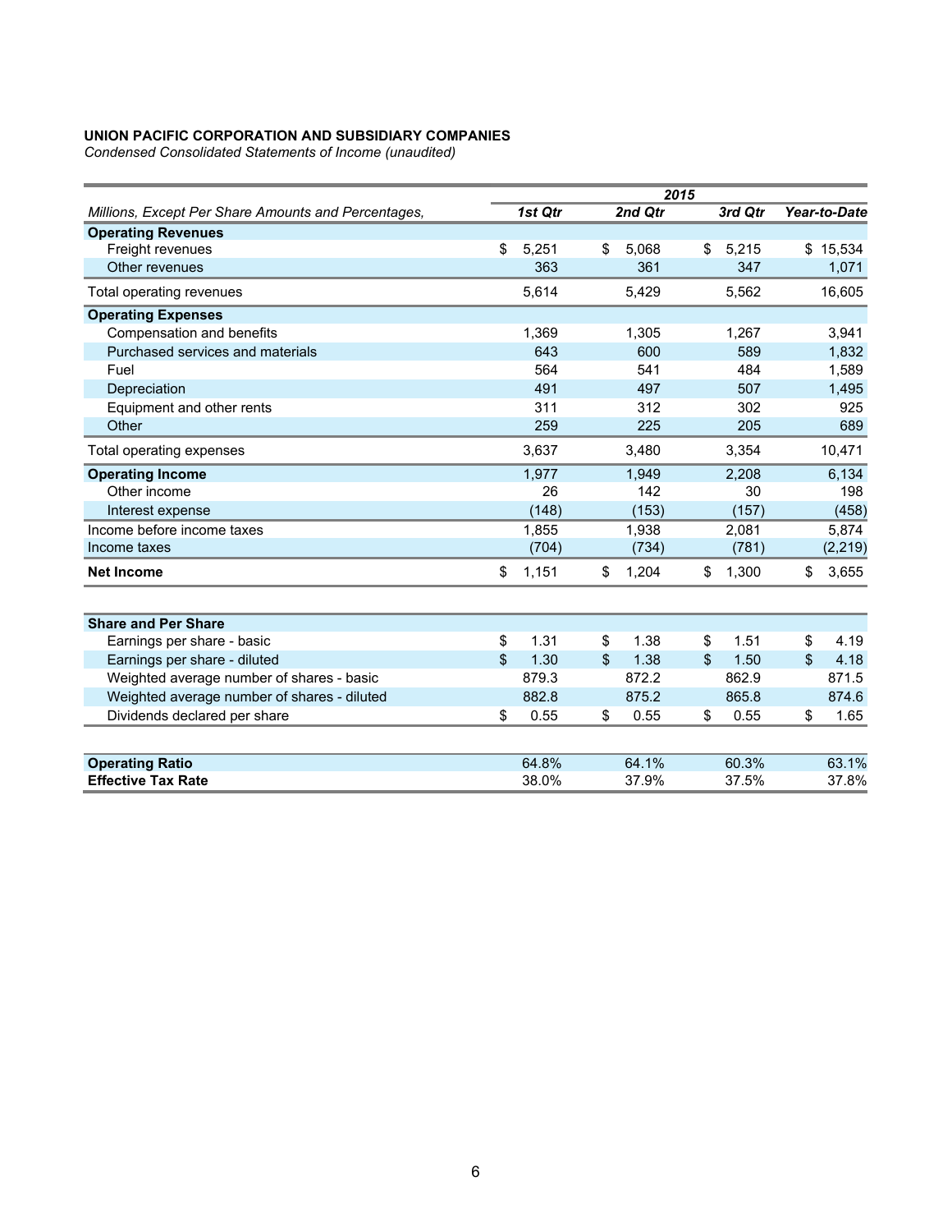**UNION PACIFIC CORPORATION AND SUBSIDIARY COMPANIES**

*Condensed Consolidated Statements of Income (unaudited)*

| *Millions, Except Per Share Amounts and Percentages,* | *2015* *1st Qtr* | *2nd Qtr* | *3rd Qtr* | *Year-to-Date* |
|---|---|---|---|---|
| **Operating Revenues** | | | | |
| Freight revenues | $ 5,251 | $ 5,068 | $ 5,215 | $ 15,534 |
| Other revenues | 363 | 361 | 347 | 1,071 |
| Total operating revenues | 5,614 | 5,429 | 5,562 | 16,605 |
| **Operating Expenses** | | | | |
| Compensation and benefits | 1,369 | 1,305 | 1,267 | 3,941 |
| Purchased services and materials | 643 | 600 | 589 | 1,832 |
| Fuel | 564 | 541 | 484 | 1,589 |
| Depreciation | 491 | 497 | 507 | 1,495 |
| Equipment and other rents | 311 | 312 | 302 | 925 |
| Other | 259 | 225 | 205 | 689 |
| Total operating expenses | 3,637 | 3,480 | 3,354 | 10,471 |
| **Operating Income** | 1,977 | 1,949 | 2,208 | 6,134 |
| Other income | 26 | 142 | 30 | 198 |
| Interest expense | (148) | (153) | (157) | (458) |
| Income before income taxes | 1,855 | 1,938 | 2,081 | 5,874 |
| Income taxes | (704) | (734) | (781) | (2,219) |
| **Net Income** | $ 1,151 | $ 1,204 | $ 1,300 | $ 3,655 |

| | 1st Qtr | 2nd Qtr | 3rd Qtr | Year-to-Date |
|---|---|---|---|---|
| **Share and Per Share** | | | | |
| Earnings per share - basic | $ 1.31 | $ 1.38 | $ 1.51 | $ 4.19 |
| Earnings per share - diluted | $ 1.30 | $ 1.38 | $ 1.50 | $ 4.18 |
| Weighted average number of shares - basic | 879.3 | 872.2 | 862.9 | 871.5 |
| Weighted average number of shares - diluted | 882.8 | 875.2 | 865.8 | 874.6 |
| Dividends declared per share | $ 0.55 | $ 0.55 | $ 0.55 | $ 1.65 |

| | 1st Qtr | 2nd Qtr | 3rd Qtr | Year-to-Date |
|---|---|---|---|---|
| **Operating Ratio** | 64.8% | 64.1% | 60.3% | 63.1% |
| **Effective Tax Rate** | 38.0% | 37.9% | 37.5% | 37.8% |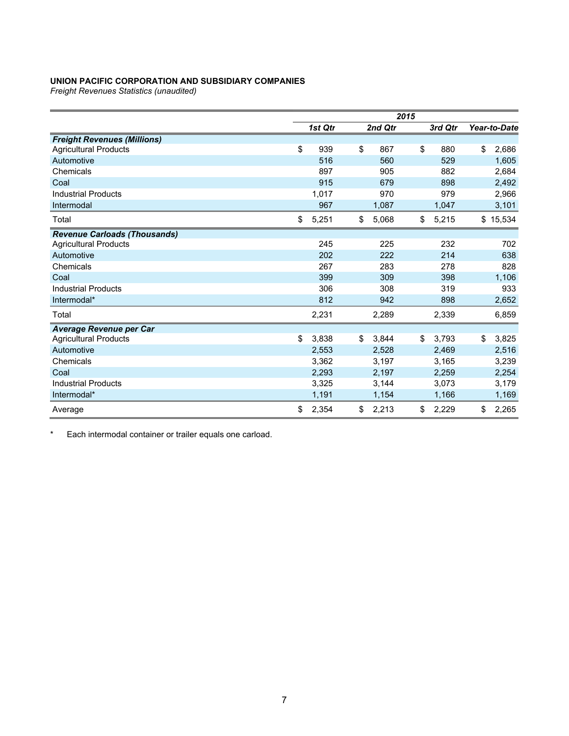**UNION PACIFIC CORPORATION AND SUBSIDIARY COMPANIES**
*Freight Revenues Statistics (unaudited)*

| | 2015 | | | |
|---|---|---|---|---|
| | *1st Qtr* | *2nd Qtr* | *3rd Qtr* | *Year-to-Date* |
| ***Freight Revenues (Millions)*** | | | | |
| Agricultural Products | $ 939 | $ 867 | $ 880 | $ 2,686 |
| Automotive | 516 | 560 | 529 | 1,605 |
| Chemicals | 897 | 905 | 882 | 2,684 |
| Coal | 915 | 679 | 898 | 2,492 |
| Industrial Products | 1,017 | 970 | 979 | 2,966 |
| Intermodal | 967 | 1,087 | 1,047 | 3,101 |
| Total | $ 5,251 | $ 5,068 | $ 5,215 | $ 15,534 |
| ***Revenue Carloads (Thousands)*** | | | | |
| Agricultural Products | 245 | 225 | 232 | 702 |
| Automotive | 202 | 222 | 214 | 638 |
| Chemicals | 267 | 283 | 278 | 828 |
| Coal | 399 | 309 | 398 | 1,106 |
| Industrial Products | 306 | 308 | 319 | 933 |
| Intermodal* | 812 | 942 | 898 | 2,652 |
| Total | 2,231 | 2,289 | 2,339 | 6,859 |
| ***Average Revenue per Car*** | | | | |
| Agricultural Products | $ 3,838 | $ 3,844 | $ 3,793 | $ 3,825 |
| Automotive | 2,553 | 2,528 | 2,469 | 2,516 |
| Chemicals | 3,362 | 3,197 | 3,165 | 3,239 |
| Coal | 2,293 | 2,197 | 2,259 | 2,254 |
| Industrial Products | 3,325 | 3,144 | 3,073 | 3,179 |
| Intermodal* | 1,191 | 1,154 | 1,166 | 1,169 |
| Average | $ 2,354 | $ 2,213 | $ 2,229 | $ 2,265 |

\* Each intermodal container or trailer equals one carload.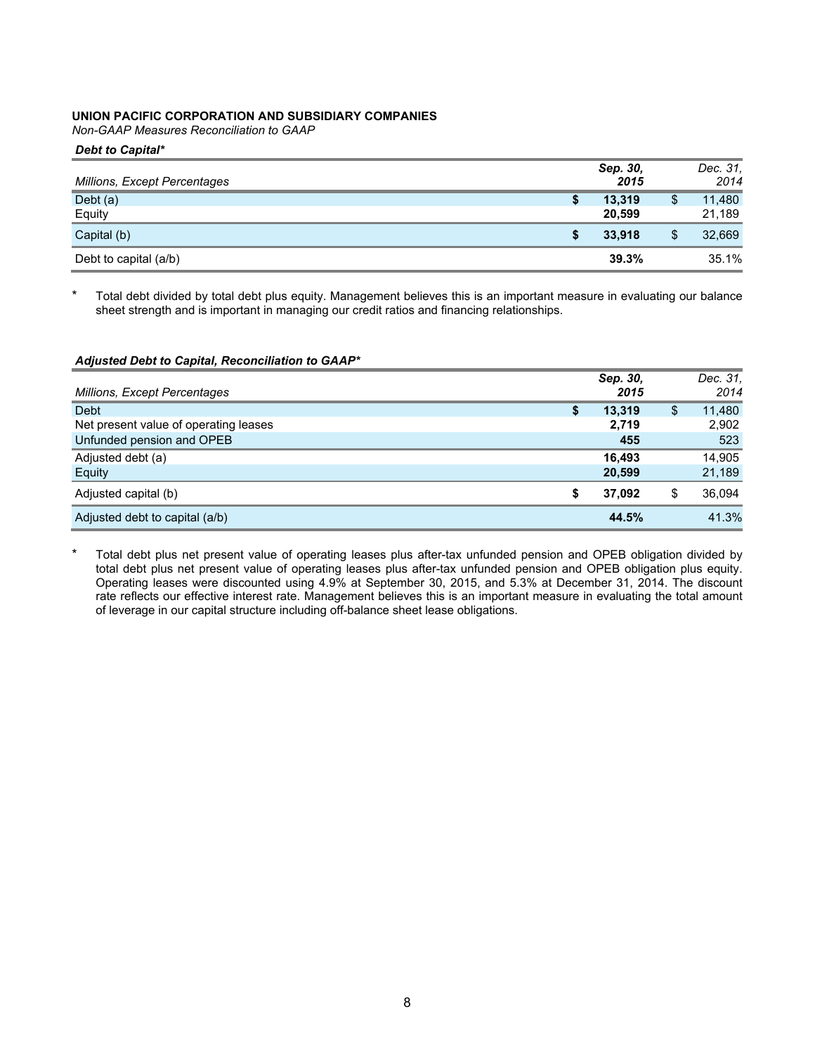**UNION PACIFIC CORPORATION AND SUBSIDIARY COMPANIES**
*Non-GAAP Measures Reconciliation to GAAP*

***Debt to Capital****

| *Millions, Except Percentages* | ***Sep. 30, 2015*** | *Dec. 31, 2014* |
|---|---|---|
| Debt (a) | **$ 13,319** | $ 11,480 |
| Equity | **20,599** | 21,189 |
| Capital (b) | **$ 33,918** | $ 32,669 |
| Debt to capital (a/b) | **39.3%** | 35.1% |

\* Total debt divided by total debt plus equity. Management believes this is an important measure in evaluating our balance sheet strength and is important in managing our credit ratios and financing relationships.

***Adjusted Debt to Capital, Reconciliation to GAAP****

| *Millions, Except Percentages* | ***Sep. 30, 2015*** | *Dec. 31, 2014* |
|---|---|---|
| Debt | **$ 13,319** | $ 11,480 |
| Net present value of operating leases | **2,719** | 2,902 |
| Unfunded pension and OPEB | **455** | 523 |
| Adjusted debt (a) | **16,493** | 14,905 |
| Equity | **20,599** | 21,189 |
| Adjusted capital (b) | **$ 37,092** | $ 36,094 |
| Adjusted debt to capital (a/b) | **44.5%** | 41.3% |

\* Total debt plus net present value of operating leases plus after-tax unfunded pension and OPEB obligation divided by total debt plus net present value of operating leases plus after-tax unfunded pension and OPEB obligation plus equity. Operating leases were discounted using 4.9% at September 30, 2015, and 5.3% at December 31, 2014. The discount rate reflects our effective interest rate. Management believes this is an important measure in evaluating the total amount of leverage in our capital structure including off-balance sheet lease obligations.